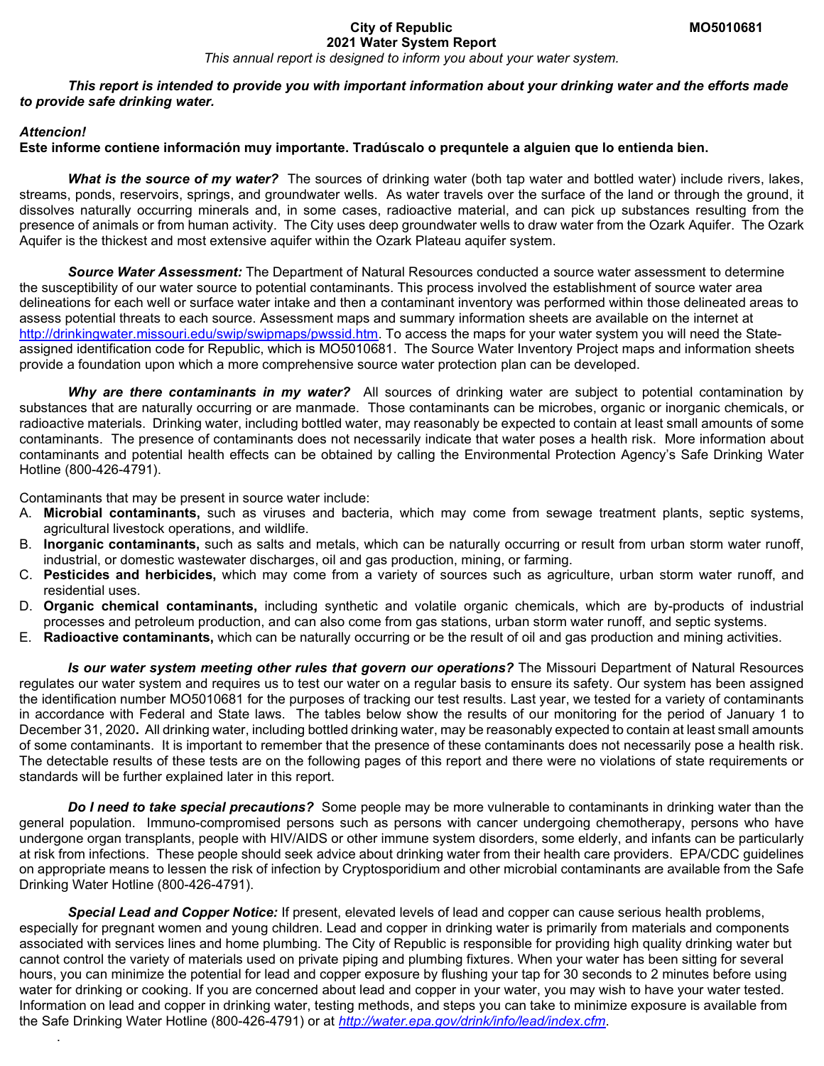# City of Republic — 2021 Water System Report

**MO5010681**

*This annual report is designed to inform you about your water system.*

***This report is intended to provide you with important information about your drinking water and the efforts made to provide safe drinking water.***

***Attencion!***

**Este informe contiene información muy importante. Tradúscalo o prequntele a alguien que lo entienda bien.**

***What is the source of my water?*** The sources of drinking water (both tap water and bottled water) include rivers, lakes, streams, ponds, reservoirs, springs, and groundwater wells. As water travels over the surface of the land or through the ground, it dissolves naturally occurring minerals and, in some cases, radioactive material, and can pick up substances resulting from the presence of animals or from human activity. The City uses deep groundwater wells to draw water from the Ozark Aquifer. The Ozark Aquifer is the thickest and most extensive aquifer within the Ozark Plateau aquifer system.

***Source Water Assessment:*** The Department of Natural Resources conducted a source water assessment to determine the susceptibility of our water source to potential contaminants. This process involved the establishment of source water area delineations for each well or surface water intake and then a contaminant inventory was performed within those delineated areas to assess potential threats to each source. Assessment maps and summary information sheets are available on the internet at http://drinkingwater.missouri.edu/swip/swipmaps/pwssid.htm. To access the maps for your water system you will need the State-assigned identification code for Republic, which is MO5010681. The Source Water Inventory Project maps and information sheets provide a foundation upon which a more comprehensive source water protection plan can be developed.

***Why are there contaminants in my water?*** All sources of drinking water are subject to potential contamination by substances that are naturally occurring or are manmade. Those contaminants can be microbes, organic or inorganic chemicals, or radioactive materials. Drinking water, including bottled water, may reasonably be expected to contain at least small amounts of some contaminants. The presence of contaminants does not necessarily indicate that water poses a health risk. More information about contaminants and potential health effects can be obtained by calling the Environmental Protection Agency's Safe Drinking Water Hotline (800-426-4791).

Contaminants that may be present in source water include:

A. **Microbial contaminants,** such as viruses and bacteria, which may come from sewage treatment plants, septic systems, agricultural livestock operations, and wildlife.
B. **Inorganic contaminants,** such as salts and metals, which can be naturally occurring or result from urban storm water runoff, industrial, or domestic wastewater discharges, oil and gas production, mining, or farming.
C. **Pesticides and herbicides,** which may come from a variety of sources such as agriculture, urban storm water runoff, and residential uses.
D. **Organic chemical contaminants,** including synthetic and volatile organic chemicals, which are by-products of industrial processes and petroleum production, and can also come from gas stations, urban storm water runoff, and septic systems.
E. **Radioactive contaminants,** which can be naturally occurring or be the result of oil and gas production and mining activities.

***Is our water system meeting other rules that govern our operations?*** The Missouri Department of Natural Resources regulates our water system and requires us to test our water on a regular basis to ensure its safety. Our system has been assigned the identification number MO5010681 for the purposes of tracking our test results. Last year, we tested for a variety of contaminants in accordance with Federal and State laws. The tables below show the results of our monitoring for the period of January 1 to December 31, 2020**.** All drinking water, including bottled drinking water, may be reasonably expected to contain at least small amounts of some contaminants. It is important to remember that the presence of these contaminants does not necessarily pose a health risk. The detectable results of these tests are on the following pages of this report and there were no violations of state requirements or standards will be further explained later in this report.

***Do I need to take special precautions?*** Some people may be more vulnerable to contaminants in drinking water than the general population. Immuno-compromised persons such as persons with cancer undergoing chemotherapy, persons who have undergone organ transplants, people with HIV/AIDS or other immune system disorders, some elderly, and infants can be particularly at risk from infections. These people should seek advice about drinking water from their health care providers. EPA/CDC guidelines on appropriate means to lessen the risk of infection by Cryptosporidium and other microbial contaminants are available from the Safe Drinking Water Hotline (800-426-4791).

***Special Lead and Copper Notice:*** If present, elevated levels of lead and copper can cause serious health problems, especially for pregnant women and young children. Lead and copper in drinking water is primarily from materials and components associated with services lines and home plumbing. The City of Republic is responsible for providing high quality drinking water but cannot control the variety of materials used on private piping and plumbing fixtures. When your water has been sitting for several hours, you can minimize the potential for lead and copper exposure by flushing your tap for 30 seconds to 2 minutes before using water for drinking or cooking. If you are concerned about lead and copper in your water, you may wish to have your water tested. Information on lead and copper in drinking water, testing methods, and steps you can take to minimize exposure is available from the Safe Drinking Water Hotline (800-426-4791) or at *http://water.epa.gov/drink/info/lead/index.cfm*.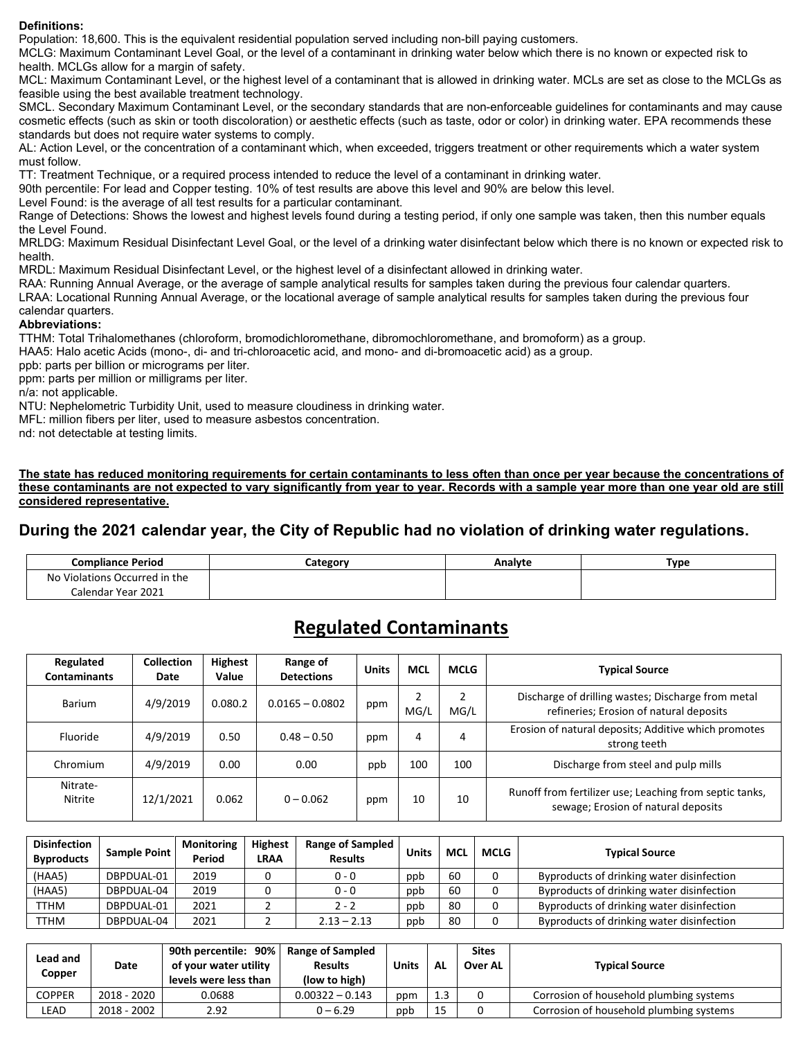**Definitions:**
Population: 18,600. This is the equivalent residential population served including non-bill paying customers.
MCLG: Maximum Contaminant Level Goal, or the level of a contaminant in drinking water below which there is no known or expected risk to health. MCLGs allow for a margin of safety.
MCL: Maximum Contaminant Level, or the highest level of a contaminant that is allowed in drinking water. MCLs are set as close to the MCLGs as feasible using the best available treatment technology.
SMCL. Secondary Maximum Contaminant Level, or the secondary standards that are non-enforceable guidelines for contaminants and may cause cosmetic effects (such as skin or tooth discoloration) or aesthetic effects (such as taste, odor or color) in drinking water. EPA recommends these standards but does not require water systems to comply.
AL: Action Level, or the concentration of a contaminant which, when exceeded, triggers treatment or other requirements which a water system must follow.
TT: Treatment Technique, or a required process intended to reduce the level of a contaminant in drinking water.
90th percentile: For lead and Copper testing. 10% of test results are above this level and 90% are below this level.
Level Found: is the average of all test results for a particular contaminant.
Range of Detections: Shows the lowest and highest levels found during a testing period, if only one sample was taken, then this number equals the Level Found.
MRLDG: Maximum Residual Disinfectant Level Goal, or the level of a drinking water disinfectant below which there is no known or expected risk to health.
MRDL: Maximum Residual Disinfectant Level, or the highest level of a disinfectant allowed in drinking water.
RAA: Running Annual Average, or the average of sample analytical results for samples taken during the previous four calendar quarters.
LRAA: Locational Running Annual Average, or the locational average of sample analytical results for samples taken during the previous four calendar quarters.

**Abbreviations:**
TTHM: Total Trihalomethanes (chloroform, bromodichloromethane, dibromochloromethane, and bromoform) as a group.
HAA5: Halo acetic Acids (mono-, di- and tri-chloroacetic acid, and mono- and di-bromoacetic acid) as a group.
ppb: parts per billion or micrograms per liter.
ppm: parts per million or milligrams per liter.
n/a: not applicable.
NTU: Nephelometric Turbidity Unit, used to measure cloudiness in drinking water.
MFL: million fibers per liter, used to measure asbestos concentration.
nd: not detectable at testing limits.

**The state has reduced monitoring requirements for certain contaminants to less often than once per year because the concentrations of these contaminants are not expected to vary significantly from year to year. Records with a sample year more than one year old are still considered representative.**

## During the 2021 calendar year, the City of Republic had no violation of drinking water regulations.

| Compliance Period | Category | Analyte | Type |
|---|---|---|---|
| No Violations Occurred in the Calendar Year 2021 | | | |

## Regulated Contaminants

| Regulated Contaminants | Collection Date | Highest Value | Range of Detections | Units | MCL | MCLG | Typical Source |
|---|---|---|---|---|---|---|---|
| Barium | 4/9/2019 | 0.080.2 | 0.0165 – 0.0802 | ppm | 2 MG/L | 2 MG/L | Discharge of drilling wastes; Discharge from metal refineries; Erosion of natural deposits |
| Fluoride | 4/9/2019 | 0.50 | 0.48 – 0.50 | ppm | 4 | 4 | Erosion of natural deposits; Additive which promotes strong teeth |
| Chromium | 4/9/2019 | 0.00 | 0.00 | ppb | 100 | 100 | Discharge from steel and pulp mills |
| Nitrate-Nitrite | 12/1/2021 | 0.062 | 0 – 0.062 | ppm | 10 | 10 | Runoff from fertilizer use; Leaching from septic tanks, sewage; Erosion of natural deposits |

| Disinfection Byproducts | Sample Point | Monitoring Period | Highest LRAA | Range of Sampled Results | Units | MCL | MCLG | Typical Source |
|---|---|---|---|---|---|---|---|---|
| (HAA5) | DBPDUAL-01 | 2019 | 0 | 0 - 0 | ppb | 60 | 0 | Byproducts of drinking water disinfection |
| (HAA5) | DBPDUAL-04 | 2019 | 0 | 0 - 0 | ppb | 60 | 0 | Byproducts of drinking water disinfection |
| TTHM | DBPDUAL-01 | 2021 | 2 | 2 - 2 | ppb | 80 | 0 | Byproducts of drinking water disinfection |
| TTHM | DBPDUAL-04 | 2021 | 2 | 2.13 – 2.13 | ppb | 80 | 0 | Byproducts of drinking water disinfection |

| Lead and Copper | Date | 90th percentile: 90% of your water utility levels were less than | Range of Sampled Results (low to high) | Units | AL | Sites Over AL | Typical Source |
|---|---|---|---|---|---|---|---|
| COPPER | 2018 - 2020 | 0.0688 | 0.00322 – 0.143 | ppm | 1.3 | 0 | Corrosion of household plumbing systems |
| LEAD | 2018 - 2002 | 2.92 | 0 – 6.29 | ppb | 15 | 0 | Corrosion of household plumbing systems |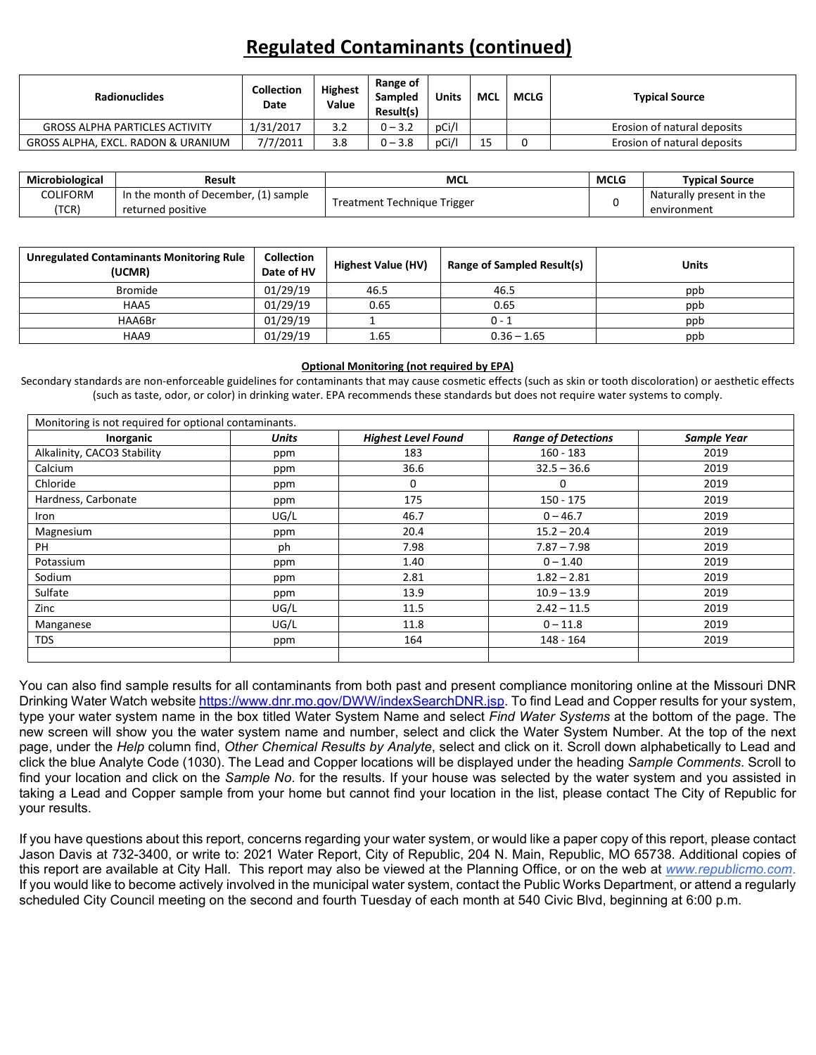# Regulated Contaminants (continued)

| Radionuclides | Collection Date | Highest Value | Range of Sampled Result(s) | Units | MCL | MCLG | Typical Source |
|---|---|---|---|---|---|---|---|
| GROSS ALPHA PARTICLES ACTIVITY | 1/31/2017 | 3.2 | 0 – 3.2 | pCi/l | | | Erosion of natural deposits |
| GROSS ALPHA, EXCL. RADON & URANIUM | 7/7/2011 | 3.8 | 0 – 3.8 | pCi/l | 15 | 0 | Erosion of natural deposits |

| Microbiological | Result | MCL | MCLG | Typical Source |
|---|---|---|---|---|
| COLIFORM (TCR) | In the month of December, (1) sample returned positive | Treatment Technique Trigger | 0 | Naturally present in the environment |

| Unregulated Contaminants Monitoring Rule (UCMR) | Collection Date of HV | Highest Value (HV) | Range of Sampled Result(s) | Units |
|---|---|---|---|---|
| Bromide | 01/29/19 | 46.5 | 46.5 | ppb |
| HAA5 | 01/29/19 | 0.65 | 0.65 | ppb |
| HAA6Br | 01/29/19 | 1 | 0 - 1 | ppb |
| HAA9 | 01/29/19 | 1.65 | 0.36 – 1.65 | ppb |

**Optional Monitoring (not required by EPA)**

Secondary standards are non-enforceable guidelines for contaminants that may cause cosmetic effects (such as skin or tooth discoloration) or aesthetic effects (such as taste, odor, or color) in drinking water. EPA recommends these standards but does not require water systems to comply.

| Monitoring is not required for optional contaminants. | | | | |
|---|---|---|---|---|
| **Inorganic** | ***Units*** | ***Highest Level Found*** | ***Range of Detections*** | ***Sample Year*** |
| Alkalinity, CACO3 Stability | ppm | 183 | 160 - 183 | 2019 |
| Calcium | ppm | 36.6 | 32.5 – 36.6 | 2019 |
| Chloride | ppm | 0 | 0 | 2019 |
| Hardness, Carbonate | ppm | 175 | 150 - 175 | 2019 |
| Iron | UG/L | 46.7 | 0 – 46.7 | 2019 |
| Magnesium | ppm | 20.4 | 15.2 – 20.4 | 2019 |
| PH | ph | 7.98 | 7.87 – 7.98 | 2019 |
| Potassium | ppm | 1.40 | 0 – 1.40 | 2019 |
| Sodium | ppm | 2.81 | 1.82 – 2.81 | 2019 |
| Sulfate | ppm | 13.9 | 10.9 – 13.9 | 2019 |
| Zinc | UG/L | 11.5 | 2.42 – 11.5 | 2019 |
| Manganese | UG/L | 11.8 | 0 – 11.8 | 2019 |
| TDS | ppm | 164 | 148 - 164 | 2019 |
| | | | | |

You can also find sample results for all contaminants from both past and present compliance monitoring online at the Missouri DNR Drinking Water Watch website https://www.dnr.mo.gov/DWW/indexSearchDNR.jsp. To find Lead and Copper results for your system, type your water system name in the box titled Water System Name and select *Find Water Systems* at the bottom of the page. The new screen will show you the water system name and number, select and click the Water System Number. At the top of the next page, under the *Help* column find, *Other Chemical Results by Analyte*, select and click on it. Scroll down alphabetically to Lead and click the blue Analyte Code (1030). The Lead and Copper locations will be displayed under the heading *Sample Comments*. Scroll to find your location and click on the *Sample No*. for the results. If your house was selected by the water system and you assisted in taking a Lead and Copper sample from your home but cannot find your location in the list, please contact The City of Republic for your results.

If you have questions about this report, concerns regarding your water system, or would like a paper copy of this report, please contact Jason Davis at 732-3400, or write to: 2021 Water Report, City of Republic, 204 N. Main, Republic, MO 65738. Additional copies of this report are available at City Hall. This report may also be viewed at the Planning Office, or on the web at *www.republicmo.com*. If you would like to become actively involved in the municipal water system, contact the Public Works Department, or attend a regularly scheduled City Council meeting on the second and fourth Tuesday of each month at 540 Civic Blvd, beginning at 6:00 p.m.